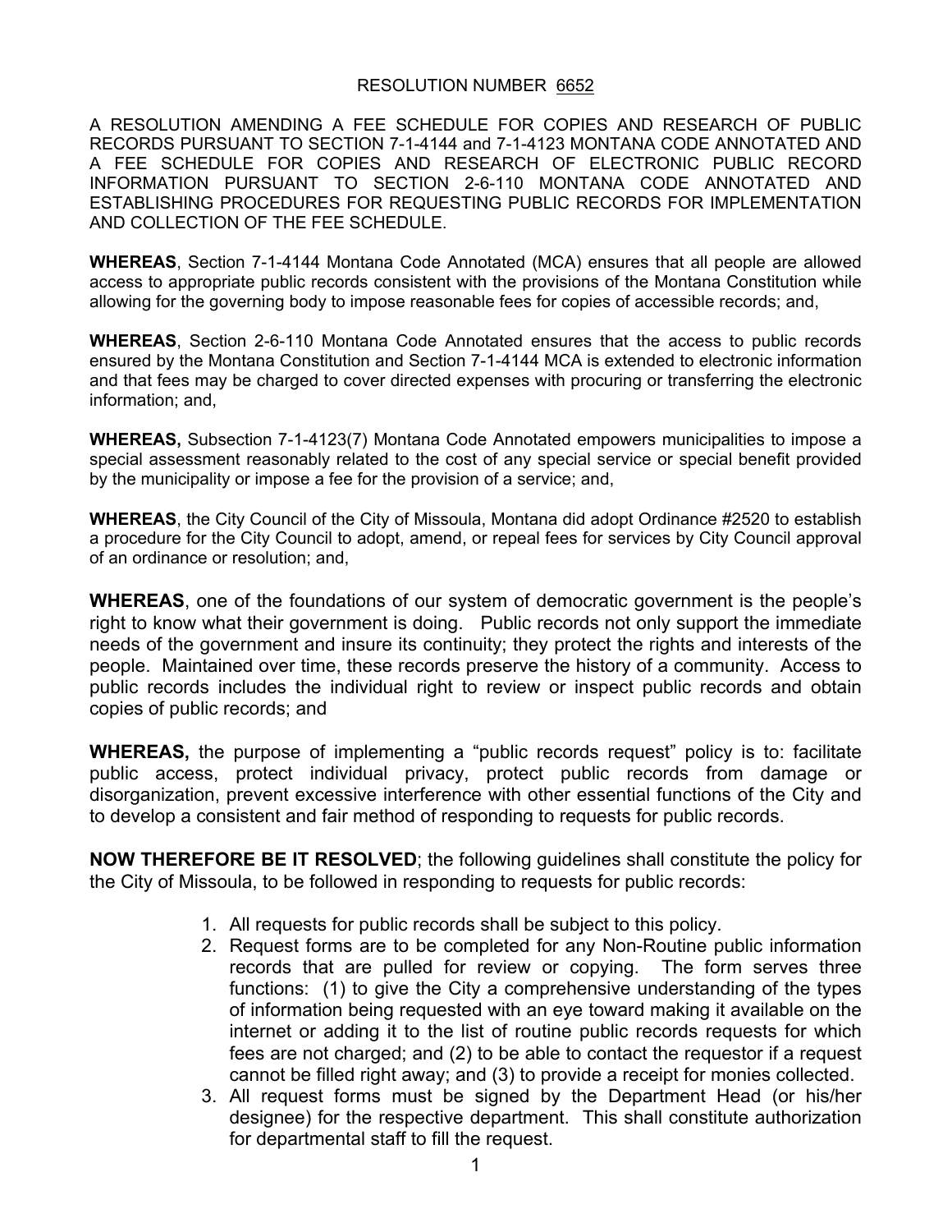RESOLUTION NUMBER 6652

A RESOLUTION AMENDING A FEE SCHEDULE FOR COPIES AND RESEARCH OF PUBLIC RECORDS PURSUANT TO SECTION 7-1-4144 and 7-1-4123 MONTANA CODE ANNOTATED AND A FEE SCHEDULE FOR COPIES AND RESEARCH OF ELECTRONIC PUBLIC RECORD INFORMATION PURSUANT TO SECTION 2-6-110 MONTANA CODE ANNOTATED AND ESTABLISHING PROCEDURES FOR REQUESTING PUBLIC RECORDS FOR IMPLEMENTATION AND COLLECTION OF THE FEE SCHEDULE.

**WHEREAS**, Section 7-1-4144 Montana Code Annotated (MCA) ensures that all people are allowed access to appropriate public records consistent with the provisions of the Montana Constitution while allowing for the governing body to impose reasonable fees for copies of accessible records; and,

**WHEREAS**, Section 2-6-110 Montana Code Annotated ensures that the access to public records ensured by the Montana Constitution and Section 7-1-4144 MCA is extended to electronic information and that fees may be charged to cover directed expenses with procuring or transferring the electronic information; and,

**WHEREAS,** Subsection 7-1-4123(7) Montana Code Annotated empowers municipalities to impose a special assessment reasonably related to the cost of any special service or special benefit provided by the municipality or impose a fee for the provision of a service; and,

**WHEREAS**, the City Council of the City of Missoula, Montana did adopt Ordinance #2520 to establish a procedure for the City Council to adopt, amend, or repeal fees for services by City Council approval of an ordinance or resolution; and,

**WHEREAS**, one of the foundations of our system of democratic government is the people's right to know what their government is doing. Public records not only support the immediate needs of the government and insure its continuity; they protect the rights and interests of the people. Maintained over time, these records preserve the history of a community. Access to public records includes the individual right to review or inspect public records and obtain copies of public records; and

**WHEREAS,** the purpose of implementing a "public records request" policy is to: facilitate public access, protect individual privacy, protect public records from damage or disorganization, prevent excessive interference with other essential functions of the City and to develop a consistent and fair method of responding to requests for public records.

**NOW THEREFORE BE IT RESOLVED**; the following guidelines shall constitute the policy for the City of Missoula, to be followed in responding to requests for public records:

1. All requests for public records shall be subject to this policy.
2. Request forms are to be completed for any Non-Routine public information records that are pulled for review or copying. The form serves three functions: (1) to give the City a comprehensive understanding of the types of information being requested with an eye toward making it available on the internet or adding it to the list of routine public records requests for which fees are not charged; and (2) to be able to contact the requestor if a request cannot be filled right away; and (3) to provide a receipt for monies collected.
3. All request forms must be signed by the Department Head (or his/her designee) for the respective department. This shall constitute authorization for departmental staff to fill the request.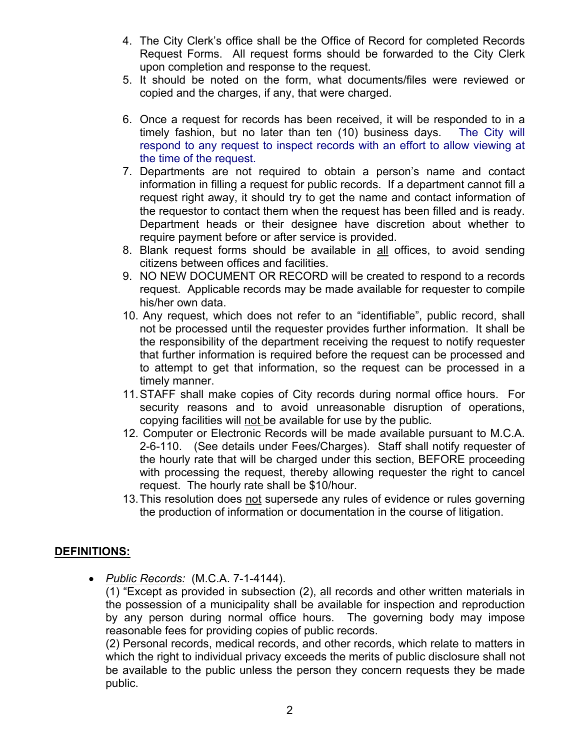4. The City Clerk's office shall be the Office of Record for completed Records Request Forms. All request forms should be forwarded to the City Clerk upon completion and response to the request.
5. It should be noted on the form, what documents/files were reviewed or copied and the charges, if any, that were charged.
6. Once a request for records has been received, it will be responded to in a timely fashion, but no later than ten (10) business days. The City will respond to any request to inspect records with an effort to allow viewing at the time of the request.
7. Departments are not required to obtain a person's name and contact information in filling a request for public records. If a department cannot fill a request right away, it should try to get the name and contact information of the requestor to contact them when the request has been filled and is ready. Department heads or their designee have discretion about whether to require payment before or after service is provided.
8. Blank request forms should be available in <u>all</u> offices, to avoid sending citizens between offices and facilities.
9. NO NEW DOCUMENT OR RECORD will be created to respond to a records request. Applicable records may be made available for requester to compile his/her own data.
10. Any request, which does not refer to an "identifiable", public record, shall not be processed until the requester provides further information. It shall be the responsibility of the department receiving the request to notify requester that further information is required before the request can be processed and to attempt to get that information, so the request can be processed in a timely manner.
11. STAFF shall make copies of City records during normal office hours. For security reasons and to avoid unreasonable disruption of operations, copying facilities will <u>not</u> be available for use by the public.
12. Computer or Electronic Records will be made available pursuant to M.C.A. 2-6-110. (See details under Fees/Charges). Staff shall notify requester of the hourly rate that will be charged under this section, BEFORE proceeding with processing the request, thereby allowing requester the right to cancel request. The hourly rate shall be $10/hour.
13. This resolution does <u>not</u> supersede any rules of evidence or rules governing the production of information or documentation in the course of litigation.

## DEFINITIONS:

- *<u>Public Records:</u>* (M.C.A. 7-1-4144).
  (1) "Except as provided in subsection (2), <u>all</u> records and other written materials in the possession of a municipality shall be available for inspection and reproduction by any person during normal office hours. The governing body may impose reasonable fees for providing copies of public records.
  (2) Personal records, medical records, and other records, which relate to matters in which the right to individual privacy exceeds the merits of public disclosure shall not be available to the public unless the person they concern requests they be made public.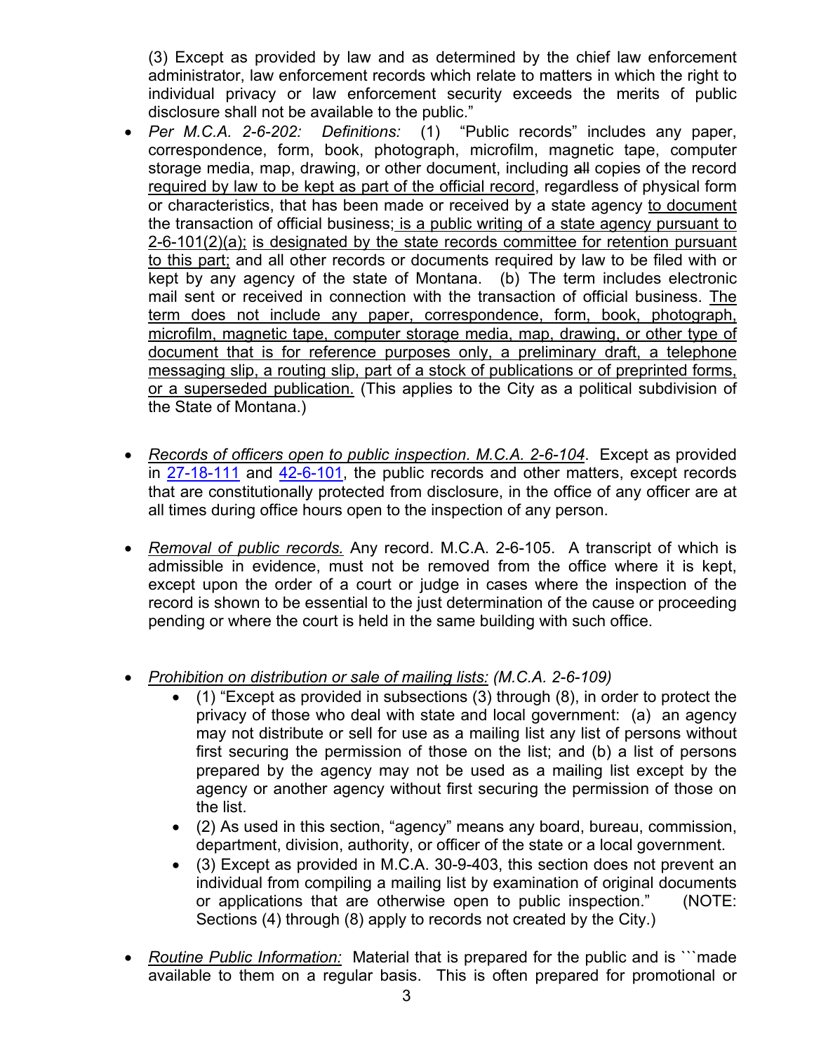(3) Except as provided by law and as determined by the chief law enforcement administrator, law enforcement records which relate to matters in which the right to individual privacy or law enforcement security exceeds the merits of public disclosure shall not be available to the public."

- *Per M.C.A. 2-6-202: Definitions:* (1) "Public records" includes any paper, correspondence, form, book, photograph, microfilm, magnetic tape, computer storage media, map, drawing, or other document, including ~~all~~ copies of the record <u>required by law to be kept as part of the official record</u>, regardless of physical form or characteristics, that has been made or received by a state agency <u>to document</u> the transaction of official business<u>; is a public writing of a state agency pursuant to 2-6-101(2)(a);</u> <u>is designated by the state records committee for retention pursuant to this part;</u> and all other records or documents required by law to be filed with or kept by any agency of the state of Montana. (b) The term includes electronic mail sent or received in connection with the transaction of official business. <u>The term does not include any paper, correspondence, form, book, photograph, microfilm, magnetic tape, computer storage media, map, drawing, or other type of document that is for reference purposes only, a preliminary draft, a telephone messaging slip, a routing slip, part of a stock of publications or of preprinted forms, or a superseded publication.</u> (This applies to the City as a political subdivision of the State of Montana.)

- <u>*Records of officers open to public inspection. M.C.A. 2-6-104*</u>. Except as provided in 27-18-111 and 42-6-101, the public records and other matters, except records that are constitutionally protected from disclosure, in the office of any officer are at all times during office hours open to the inspection of any person.

- <u>*Removal of public records.*</u> Any record. M.C.A. 2-6-105. A transcript of which is admissible in evidence, must not be removed from the office where it is kept, except upon the order of a court or judge in cases where the inspection of the record is shown to be essential to the just determination of the cause or proceeding pending or where the court is held in the same building with such office.

- <u>*Prohibition on distribution or sale of mailing lists:*</u> *(M.C.A. 2-6-109)*
  - (1) "Except as provided in subsections (3) through (8), in order to protect the privacy of those who deal with state and local government: (a) an agency may not distribute or sell for use as a mailing list any list of persons without first securing the permission of those on the list; and (b) a list of persons prepared by the agency may not be used as a mailing list except by the agency or another agency without first securing the permission of those on the list.
  - (2) As used in this section, "agency" means any board, bureau, commission, department, division, authority, or officer of the state or a local government.
  - (3) Except as provided in M.C.A. 30-9-403, this section does not prevent an individual from compiling a mailing list by examination of original documents or applications that are otherwise open to public inspection." (NOTE: Sections (4) through (8) apply to records not created by the City.)

- <u>*Routine Public Information:*</u> Material that is prepared for the public and is ```made available to them on a regular basis. This is often prepared for promotional or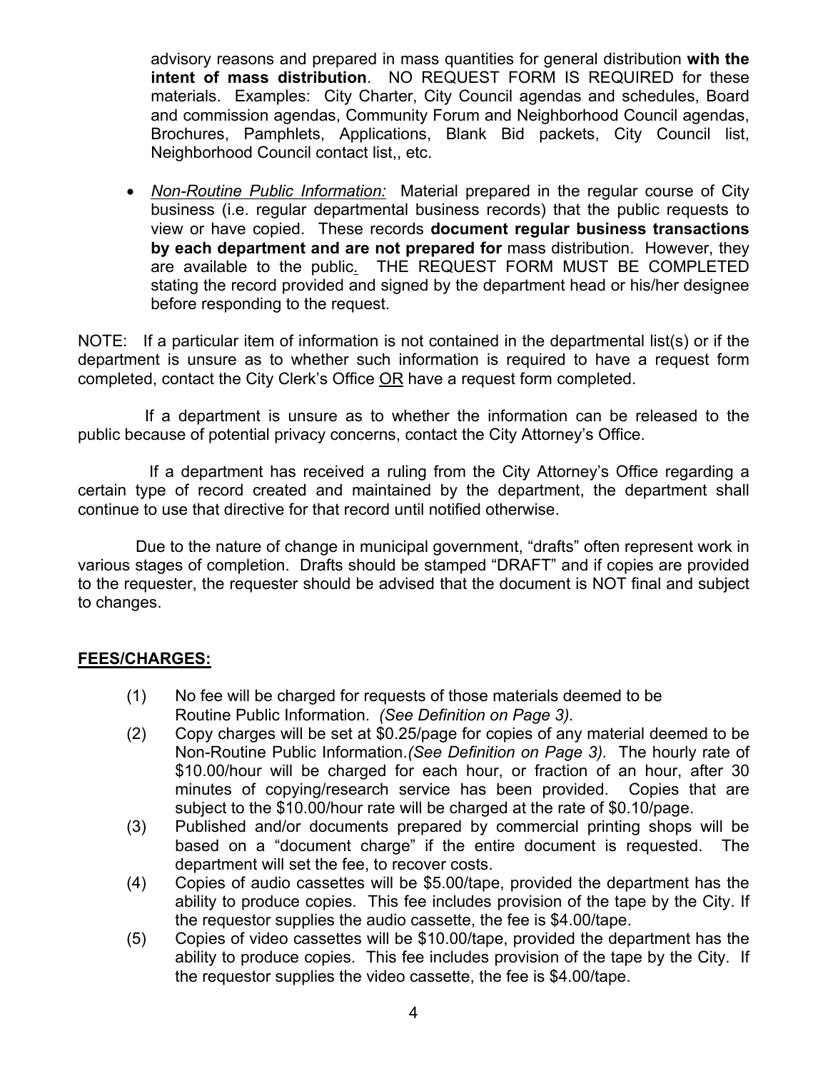advisory reasons and prepared in mass quantities for general distribution **with the intent of mass distribution**. NO REQUEST FORM IS REQUIRED for these materials. Examples: City Charter, City Council agendas and schedules, Board and commission agendas, Community Forum and Neighborhood Council agendas, Brochures, Pamphlets, Applications, Blank Bid packets, City Council list, Neighborhood Council contact list,, etc.

- *Non-Routine Public Information:* Material prepared in the regular course of City business (i.e. regular departmental business records) that the public requests to view or have copied. These records **document regular business transactions by each department and are not prepared for** mass distribution. However, they are available to the public. THE REQUEST FORM MUST BE COMPLETED stating the record provided and signed by the department head or his/her designee before responding to the request.

NOTE: If a particular item of information is not contained in the departmental list(s) or if the department is unsure as to whether such information is required to have a request form completed, contact the City Clerk's Office <u>OR</u> have a request form completed.

If a department is unsure as to whether the information can be released to the public because of potential privacy concerns, contact the City Attorney's Office.

If a department has received a ruling from the City Attorney's Office regarding a certain type of record created and maintained by the department, the department shall continue to use that directive for that record until notified otherwise.

Due to the nature of change in municipal government, "drafts" often represent work in various stages of completion. Drafts should be stamped "DRAFT" and if copies are provided to the requester, the requester should be advised that the document is NOT final and subject to changes.

## <u>FEES/CHARGES:</u>

(1) No fee will be charged for requests of those materials deemed to be Routine Public Information. *(See Definition on Page 3).*

(2) Copy charges will be set at $0.25/page for copies of any material deemed to be Non-Routine Public Information.*(See Definition on Page 3).* The hourly rate of $10.00/hour will be charged for each hour, or fraction of an hour, after 30 minutes of copying/research service has been provided. Copies that are subject to the $10.00/hour rate will be charged at the rate of $0.10/page.

(3) Published and/or documents prepared by commercial printing shops will be based on a "document charge" if the entire document is requested. The department will set the fee, to recover costs.

(4) Copies of audio cassettes will be $5.00/tape, provided the department has the ability to produce copies. This fee includes provision of the tape by the City. If the requestor supplies the audio cassette, the fee is $4.00/tape.

(5) Copies of video cassettes will be $10.00/tape, provided the department has the ability to produce copies. This fee includes provision of the tape by the City. If the requestor supplies the video cassette, the fee is $4.00/tape.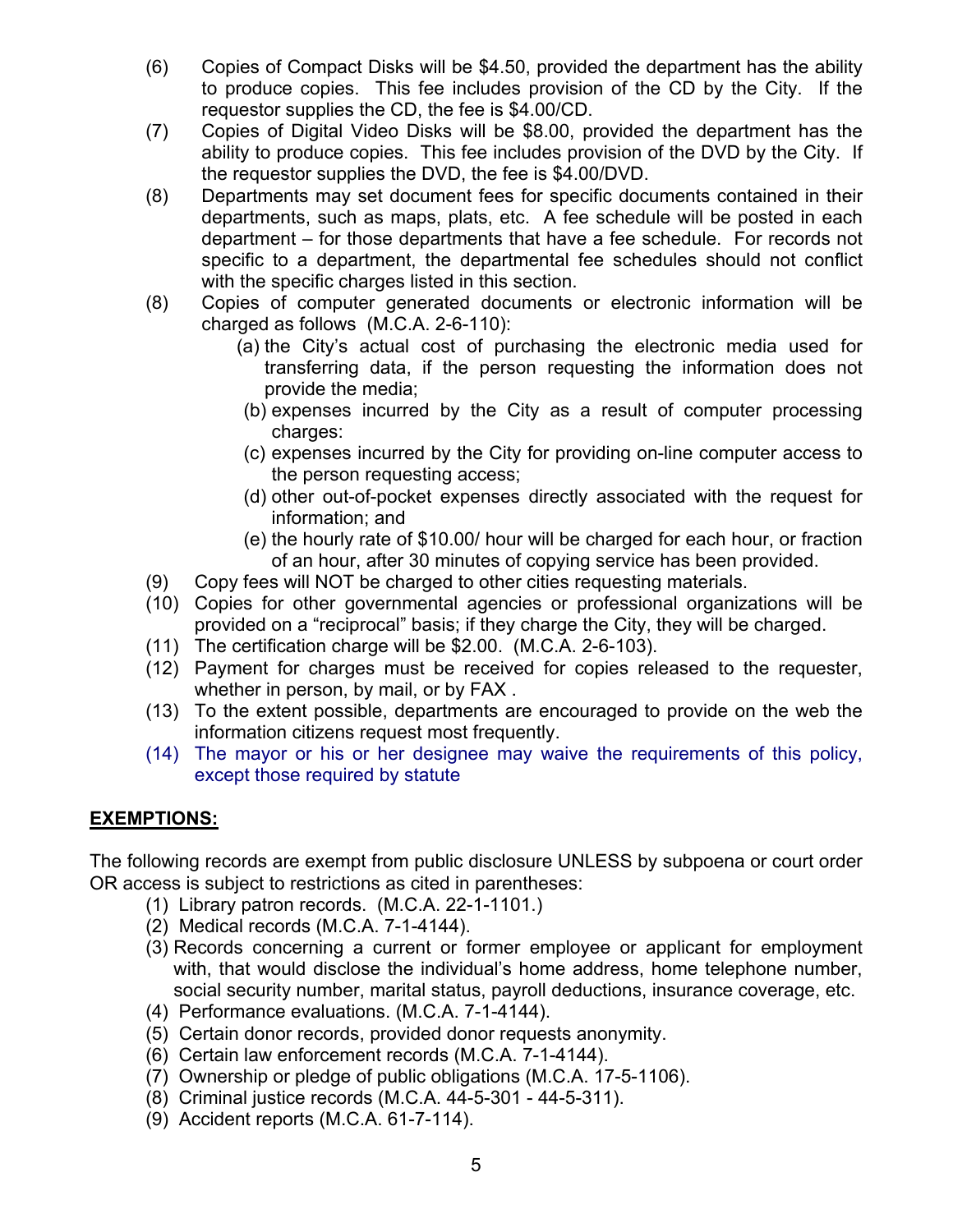(6) Copies of Compact Disks will be $4.50, provided the department has the ability to produce copies. This fee includes provision of the CD by the City. If the requestor supplies the CD, the fee is $4.00/CD.

(7) Copies of Digital Video Disks will be $8.00, provided the department has the ability to produce copies. This fee includes provision of the DVD by the City. If the requestor supplies the DVD, the fee is $4.00/DVD.

(8) Departments may set document fees for specific documents contained in their departments, such as maps, plats, etc. A fee schedule will be posted in each department – for those departments that have a fee schedule. For records not specific to a department, the departmental fee schedules should not conflict with the specific charges listed in this section.

(8) Copies of computer generated documents or electronic information will be charged as follows (M.C.A. 2-6-110):

- (a) the City's actual cost of purchasing the electronic media used for transferring data, if the person requesting the information does not provide the media;
- (b) expenses incurred by the City as a result of computer processing charges:
- (c) expenses incurred by the City for providing on-line computer access to the person requesting access;
- (d) other out-of-pocket expenses directly associated with the request for information; and
- (e) the hourly rate of $10.00/ hour will be charged for each hour, or fraction of an hour, after 30 minutes of copying service has been provided.

(9) Copy fees will NOT be charged to other cities requesting materials.

(10) Copies for other governmental agencies or professional organizations will be provided on a "reciprocal" basis; if they charge the City, they will be charged.

(11) The certification charge will be $2.00. (M.C.A. 2-6-103).

(12) Payment for charges must be received for copies released to the requester, whether in person, by mail, or by FAX .

(13) To the extent possible, departments are encouraged to provide on the web the information citizens request most frequently.

(14) The mayor or his or her designee may waive the requirements of this policy, except those required by statute

**EXEMPTIONS:**

The following records are exempt from public disclosure UNLESS by subpoena or court order OR access is subject to restrictions as cited in parentheses:

(1) Library patron records. (M.C.A. 22-1-1101.)

(2) Medical records (M.C.A. 7-1-4144).

(3) Records concerning a current or former employee or applicant for employment with, that would disclose the individual's home address, home telephone number, social security number, marital status, payroll deductions, insurance coverage, etc.

(4) Performance evaluations. (M.C.A. 7-1-4144).

(5) Certain donor records, provided donor requests anonymity.

(6) Certain law enforcement records (M.C.A. 7-1-4144).

(7) Ownership or pledge of public obligations (M.C.A. 17-5-1106).

(8) Criminal justice records (M.C.A. 44-5-301 - 44-5-311).

(9) Accident reports (M.C.A. 61-7-114).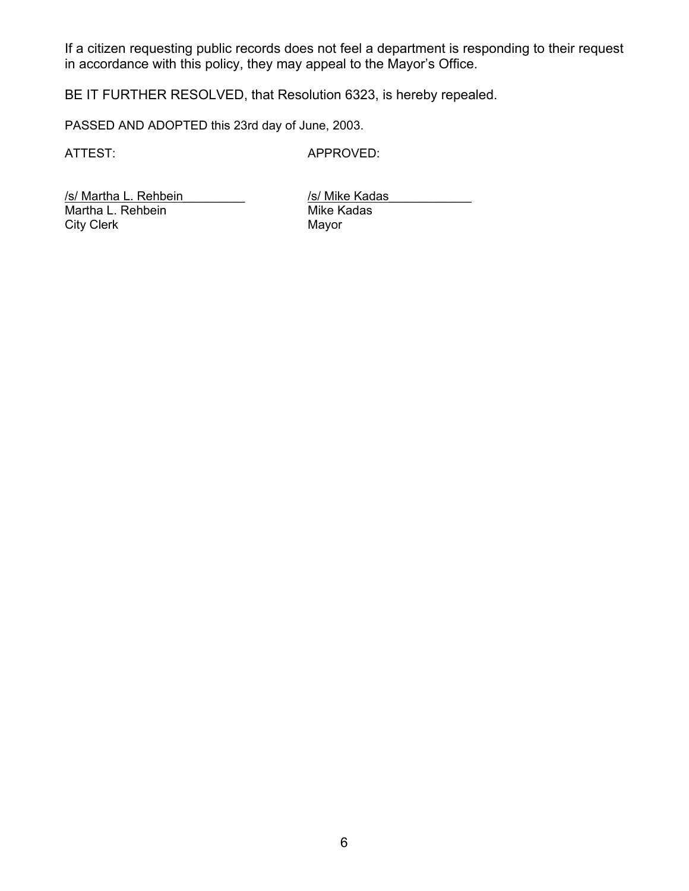If a citizen requesting public records does not feel a department is responding to their request in accordance with this policy, they may appeal to the Mayor's Office.

BE IT FURTHER RESOLVED, that Resolution 6323, is hereby repealed.

PASSED AND ADOPTED this 23rd day of June, 2003.

| ATTEST: | APPROVED: |
|---|---|
| /s/ Martha L. Rehbein | /s/ Mike Kadas |
| Martha L. Rehbein | Mike Kadas |
| City Clerk | Mayor |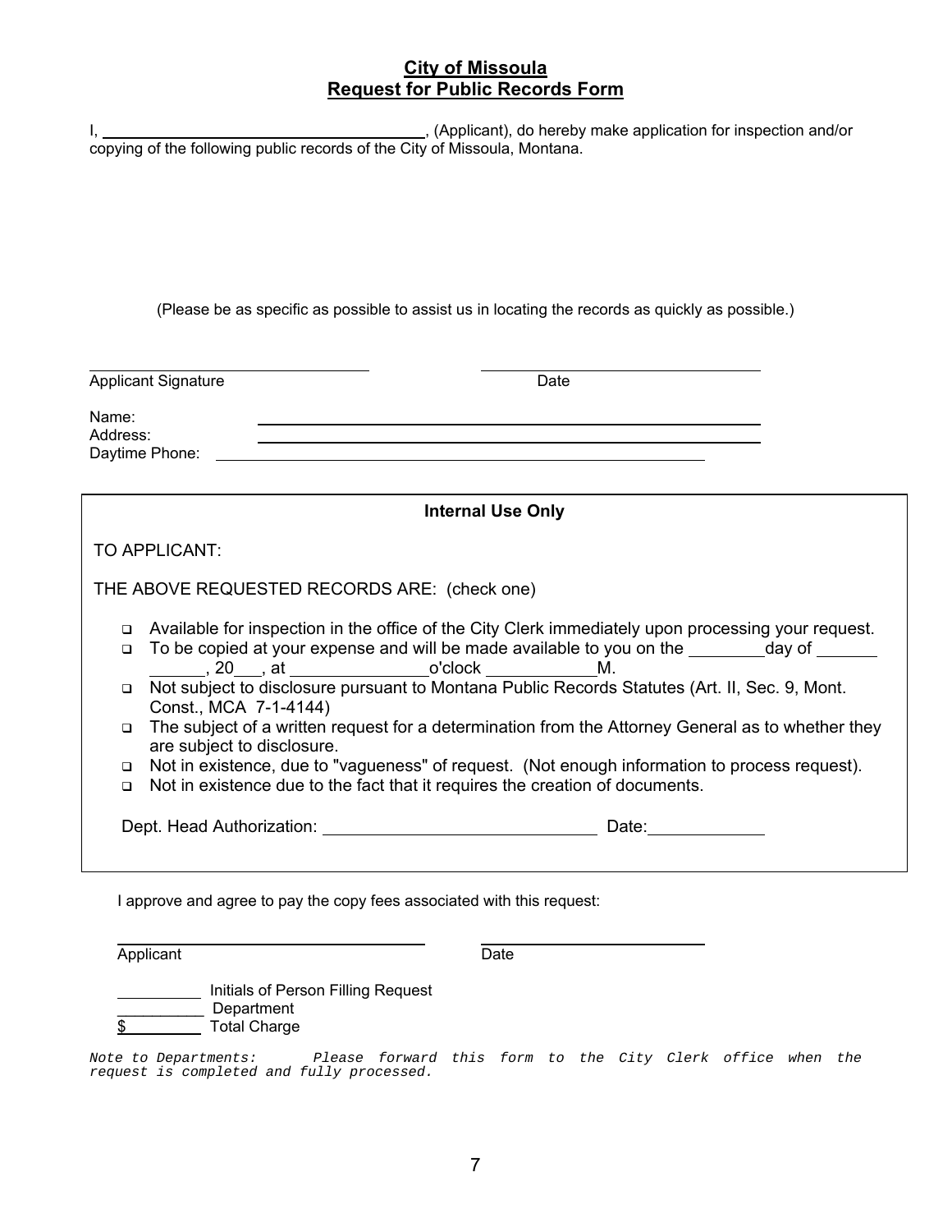**City of Missoula**
**Request for Public Records Form**

I, \_\_\_\_\_\_\_\_\_\_\_\_\_\_\_\_\_\_\_\_\_\_\_\_\_\_\_\_\_\_\_\_\_\_\_\_, (Applicant), do hereby make application for inspection and/or copying of the following public records of the City of Missoula, Montana.

(Please be as specific as possible to assist us in locating the records as quickly as possible.)

\_\_\_\_\_\_\_\_\_\_\_\_\_\_\_\_\_\_\_\_\_\_\_\_\_\_\_\_\_\_ \_\_\_\_\_\_\_\_\_\_\_\_\_\_\_\_\_\_\_\_\_\_\_\_\_\_\_\_\_\_
Applicant Signature Date

Name: \_\_\_\_\_\_\_\_\_\_\_\_\_\_\_\_\_\_\_\_\_\_\_\_\_\_\_\_\_\_\_\_\_\_\_\_\_\_\_\_\_\_\_\_\_\_\_\_
Address: \_\_\_\_\_\_\_\_\_\_\_\_\_\_\_\_\_\_\_\_\_\_\_\_\_\_\_\_\_\_\_\_\_\_\_\_\_\_\_\_\_\_\_\_\_\_\_\_
Daytime Phone: \_\_\_\_\_\_\_\_\_\_\_\_\_\_\_\_\_\_\_\_\_\_\_\_\_\_\_\_\_\_\_\_\_\_\_\_\_\_\_\_\_\_\_\_\_\_\_\_

**Internal Use Only**

TO APPLICANT:

THE ABOVE REQUESTED RECORDS ARE: (check one)

- ☐ Available for inspection in the office of the City Clerk immediately upon processing your request.
- ☐ To be copied at your expense and will be made available to you on the \_\_\_\_\_\_\_\_day of \_\_\_\_\_\_ \_\_\_\_\_\_, 20\_\_\_, at \_\_\_\_\_\_\_\_\_\_\_\_\_\_\_o'clock \_\_\_\_\_\_\_\_\_\_\_\_M.
- ☐ Not subject to disclosure pursuant to Montana Public Records Statutes (Art. II, Sec. 9, Mont. Const., MCA 7-1-4144)
- ☐ The subject of a written request for a determination from the Attorney General as to whether they are subject to disclosure.
- ☐ Not in existence, due to "vagueness" of request. (Not enough information to process request).
- ☐ Not in existence due to the fact that it requires the creation of documents.

Dept. Head Authorization: \_\_\_\_\_\_\_\_\_\_\_\_\_\_\_\_\_\_\_\_\_\_\_\_\_\_\_\_\_\_ Date:\_\_\_\_\_\_\_\_\_\_\_\_

I approve and agree to pay the copy fees associated with this request:

\_\_\_\_\_\_\_\_\_\_\_\_\_\_\_\_\_\_\_\_\_\_\_\_\_\_\_\_\_\_ \_\_\_\_\_\_\_\_\_\_\_\_\_\_\_\_\_\_\_\_\_\_\_\_
Applicant Date

\_\_\_\_\_\_\_\_\_\_ Initials of Person Filling Request
\_\_\_\_\_\_\_\_\_\_ Department
$\_\_\_\_\_\_\_\_\_ Total Charge

*Note to Departments: Please forward this form to the City Clerk office when the request is completed and fully processed.*